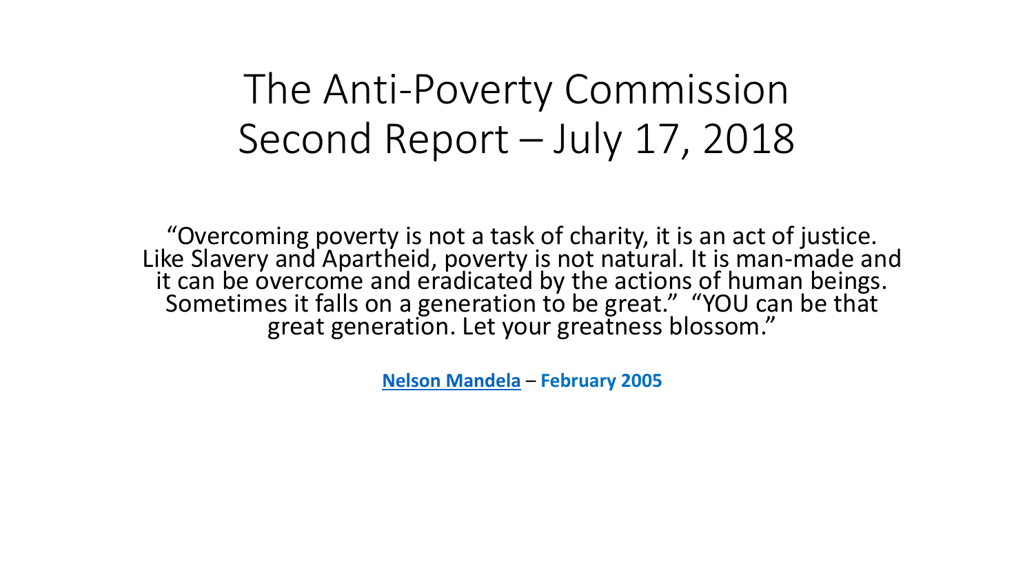# The Anti-Poverty Commission
# Second Report – July 17, 2018

"Overcoming poverty is not a task of charity, it is an act of justice. Like Slavery and Apartheid, poverty is not natural. It is man-made and it can be overcome and eradicated by the actions of human beings. Sometimes it falls on a generation to be great." "YOU can be that great generation. Let your greatness blossom."

**Nelson Mandela – February 2005**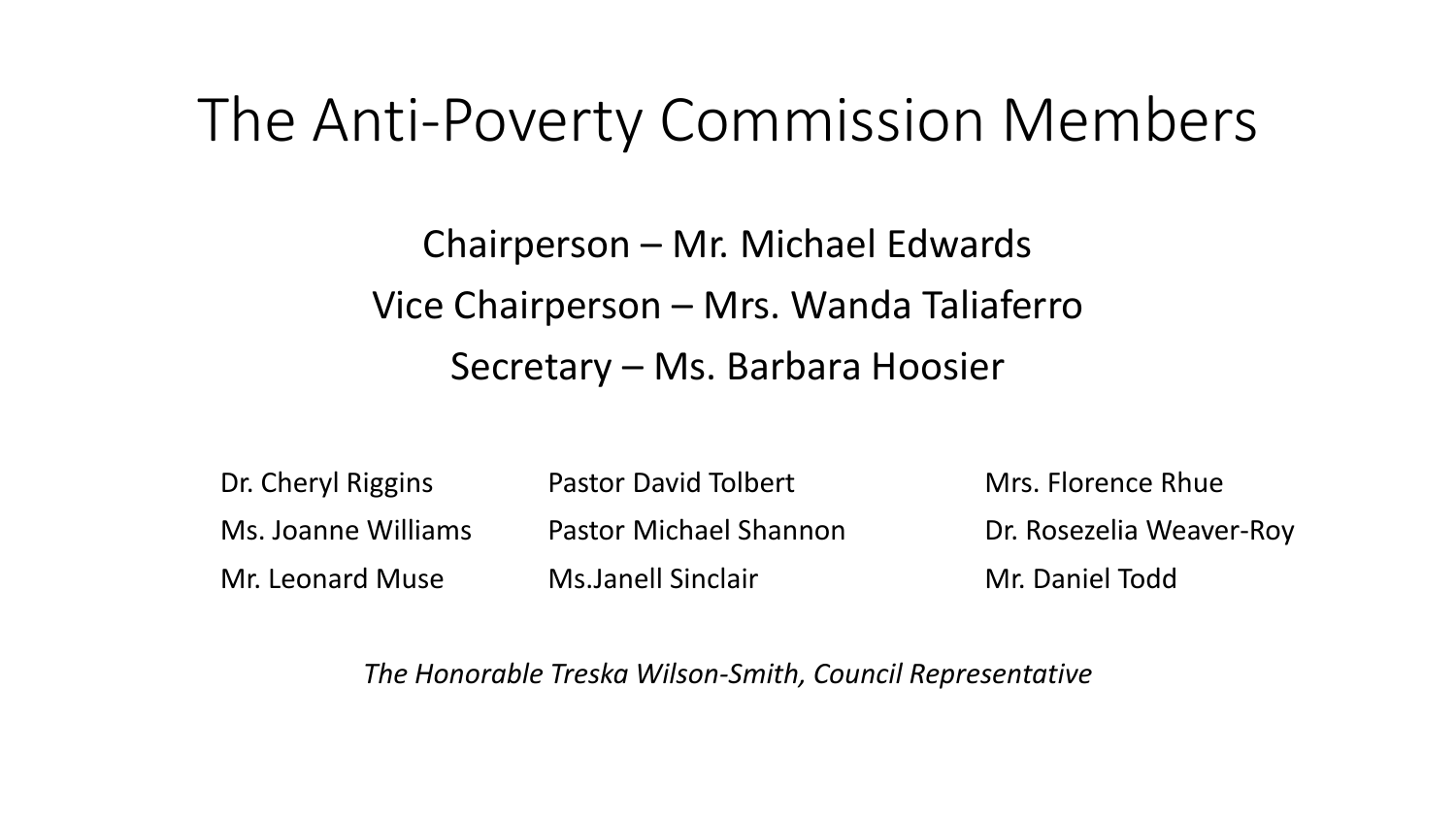# The Anti-Poverty Commission Members

Chairperson – Mr. Michael Edwards

Vice Chairperson – Mrs. Wanda Taliaferro

Secretary – Ms. Barbara Hoosier

| | | |
|---|---|---|
| Dr. Cheryl Riggins | Pastor David Tolbert | Mrs. Florence Rhue |
| Ms. Joanne Williams | Pastor Michael Shannon | Dr. Rosezelia Weaver-Roy |
| Mr. Leonard Muse | Ms.Janell Sinclair | Mr. Daniel Todd |

*The Honorable Treska Wilson-Smith, Council Representative*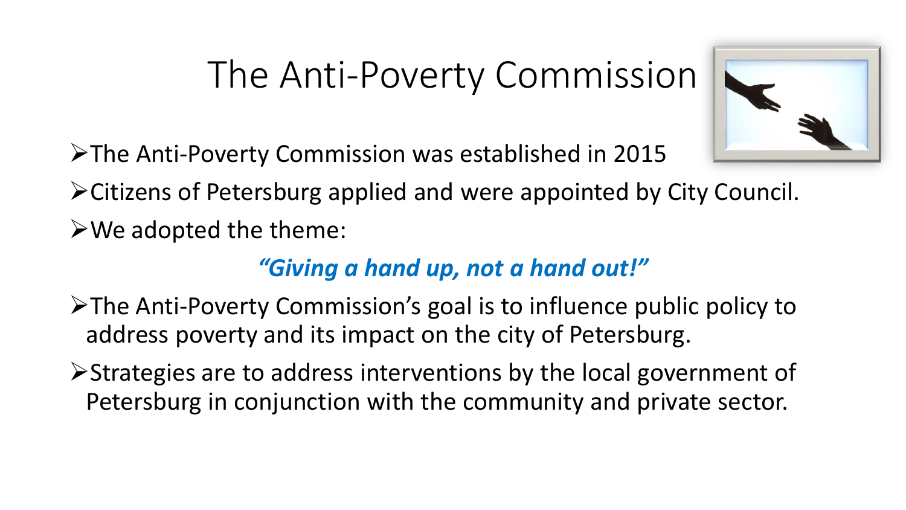# The Anti-Poverty Commission

- The Anti-Poverty Commission was established in 2015
- Citizens of Petersburg applied and were appointed by City Council.
- We adopted the theme:

***"Giving a hand up, not a hand out!"***

- The Anti-Poverty Commission's goal is to influence public policy to address poverty and its impact on the city of Petersburg.
- Strategies are to address interventions by the local government of Petersburg in conjunction with the community and private sector.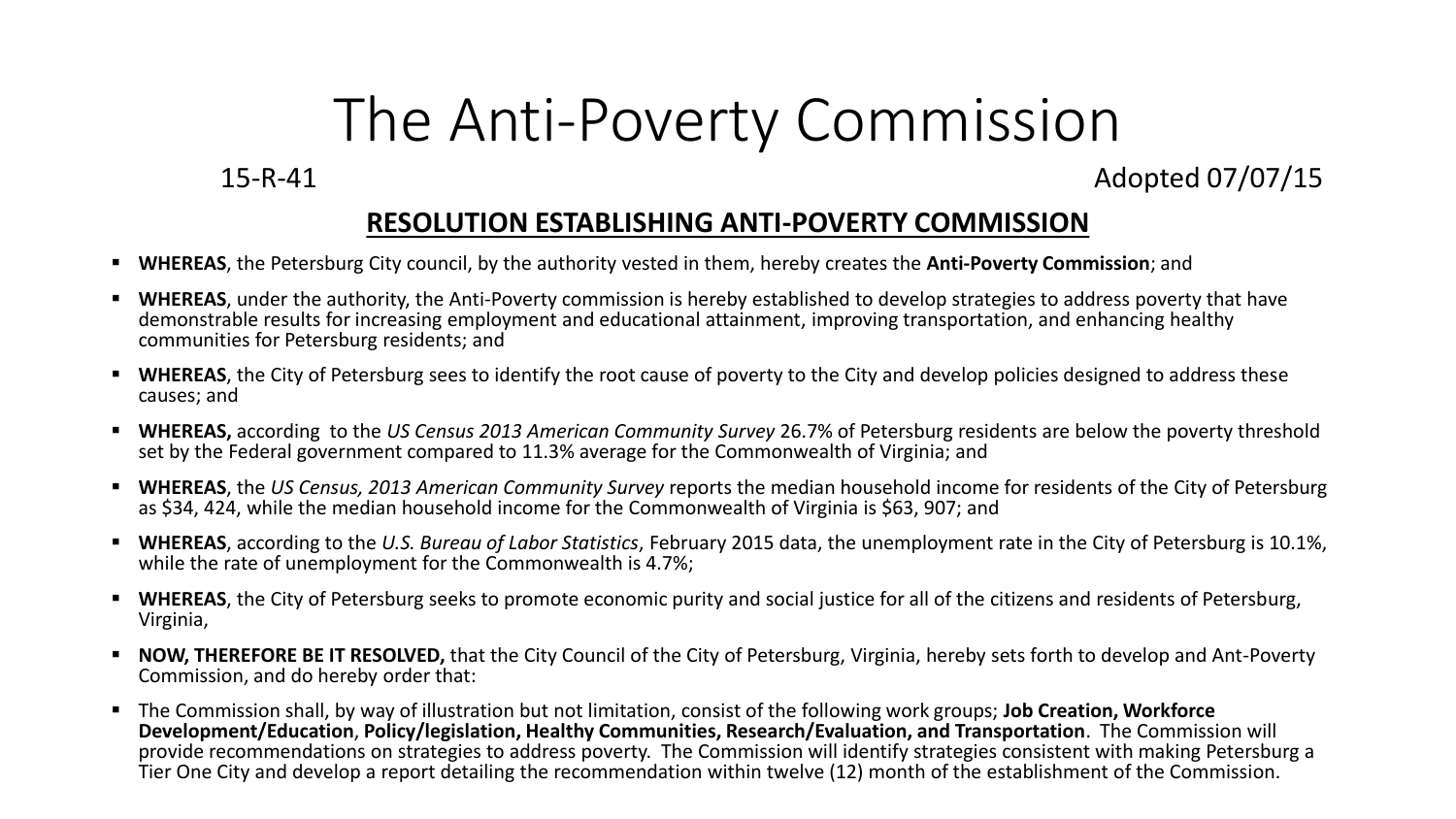# The Anti-Poverty Commission

15-R-41 Adopted 07/07/15

## RESOLUTION ESTABLISHING ANTI-POVERTY COMMISSION

- **WHEREAS**, the Petersburg City council, by the authority vested in them, hereby creates the **Anti-Poverty Commission**; and
- **WHEREAS**, under the authority, the Anti-Poverty commission is hereby established to develop strategies to address poverty that have demonstrable results for increasing employment and educational attainment, improving transportation, and enhancing healthy communities for Petersburg residents; and
- **WHEREAS**, the City of Petersburg sees to identify the root cause of poverty to the City and develop policies designed to address these causes; and
- **WHEREAS,** according to the *US Census 2013 American Community Survey* 26.7% of Petersburg residents are below the poverty threshold set by the Federal government compared to 11.3% average for the Commonwealth of Virginia; and
- **WHEREAS**, the *US Census, 2013 American Community Survey* reports the median household income for residents of the City of Petersburg as $34, 424, while the median household income for the Commonwealth of Virginia is $63, 907; and
- **WHEREAS**, according to the *U.S. Bureau of Labor Statistics*, February 2015 data, the unemployment rate in the City of Petersburg is 10.1%, while the rate of unemployment for the Commonwealth is 4.7%;
- **WHEREAS**, the City of Petersburg seeks to promote economic purity and social justice for all of the citizens and residents of Petersburg, Virginia,
- **NOW, THEREFORE BE IT RESOLVED,** that the City Council of the City of Petersburg, Virginia, hereby sets forth to develop and Ant-Poverty Commission, and do hereby order that:
- The Commission shall, by way of illustration but not limitation, consist of the following work groups; **Job Creation, Workforce Development/Education**, **Policy/legislation, Healthy Communities, Research/Evaluation, and Transportation**. The Commission will provide recommendations on strategies to address poverty. The Commission will identify strategies consistent with making Petersburg a Tier One City and develop a report detailing the recommendation within twelve (12) month of the establishment of the Commission.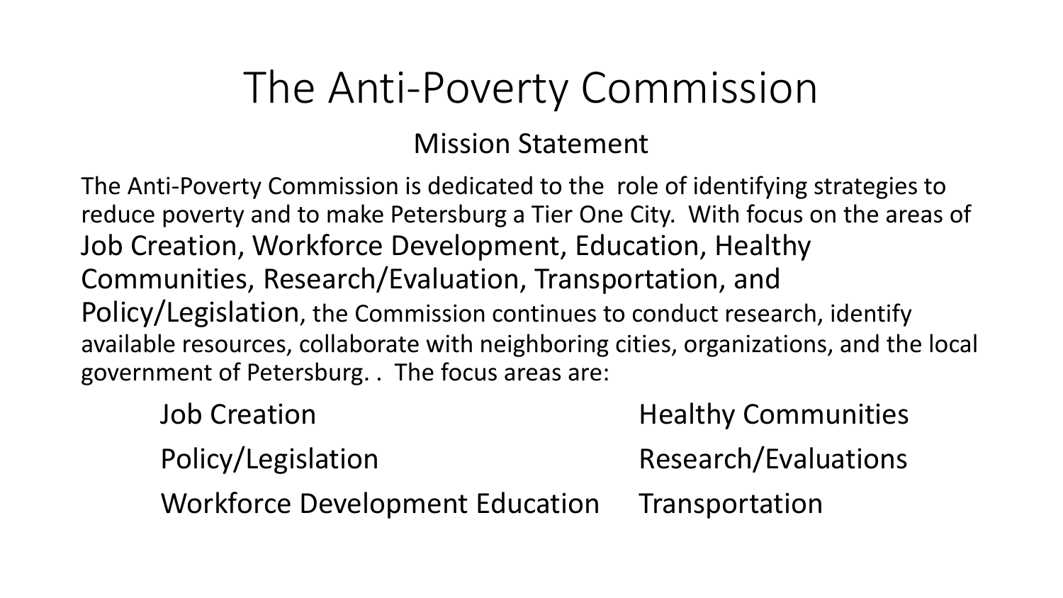# The Anti-Poverty Commission

## Mission Statement

The Anti-Poverty Commission is dedicated to the role of identifying strategies to reduce poverty and to make Petersburg a Tier One City. With focus on the areas of Job Creation, Workforce Development, Education, Healthy Communities, Research/Evaluation, Transportation, and Policy/Legislation, the Commission continues to conduct research, identify available resources, collaborate with neighboring cities, organizations, and the local government of Petersburg. . The focus areas are:

- Job Creation
- Policy/Legislation
- Workforce Development Education
- Healthy Communities
- Research/Evaluations
- Transportation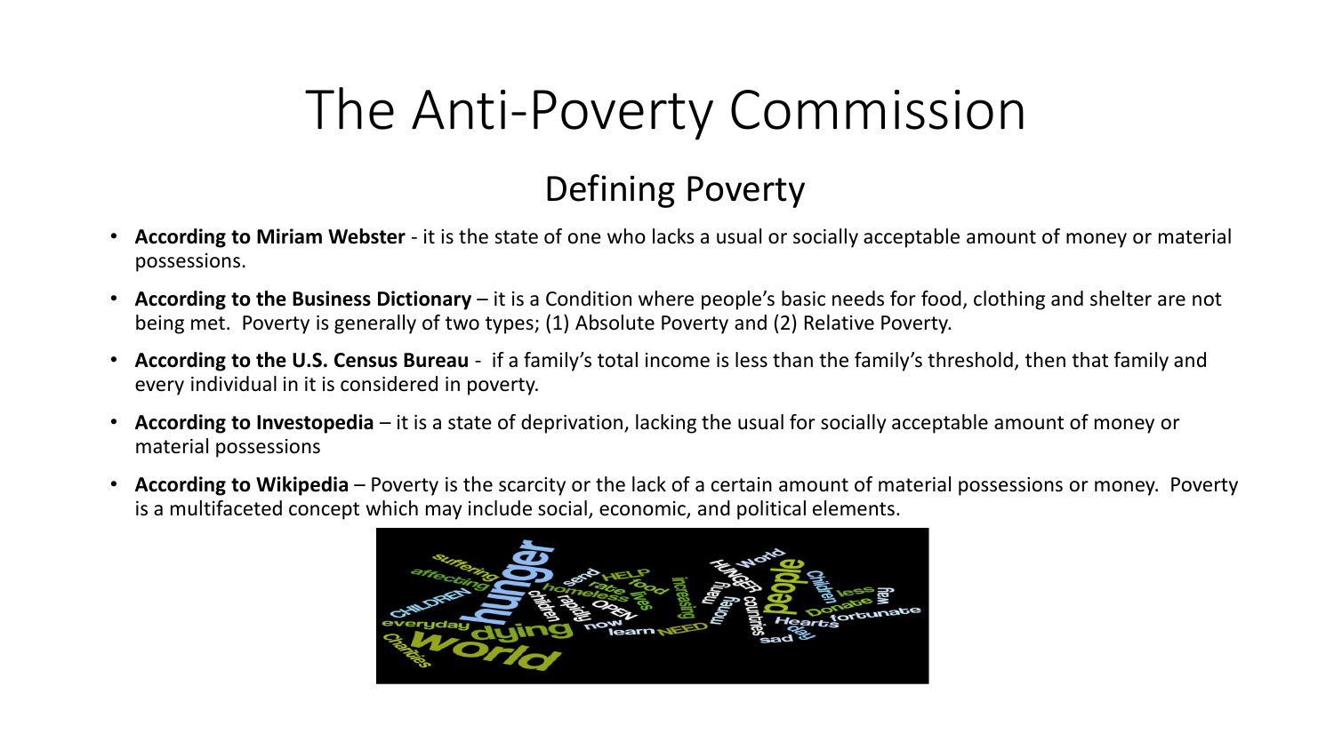# The Anti-Poverty Commission

## Defining Poverty

- **According to Miriam Webster** - it is the state of one who lacks a usual or socially acceptable amount of money or material possessions.
- **According to the Business Dictionary** – it is a Condition where people's basic needs for food, clothing and shelter are not being met. Poverty is generally of two types; (1) Absolute Poverty and (2) Relative Poverty.
- **According to the U.S. Census Bureau** - if a family's total income is less than the family's threshold, then that family and every individual in it is considered in poverty.
- **According to Investopedia** – it is a state of deprivation, lacking the usual for socially acceptable amount of money or material possessions
- **According to Wikipedia** – Poverty is the scarcity or the lack of a certain amount of material possessions or money. Poverty is a multifaceted concept which may include social, economic, and political elements.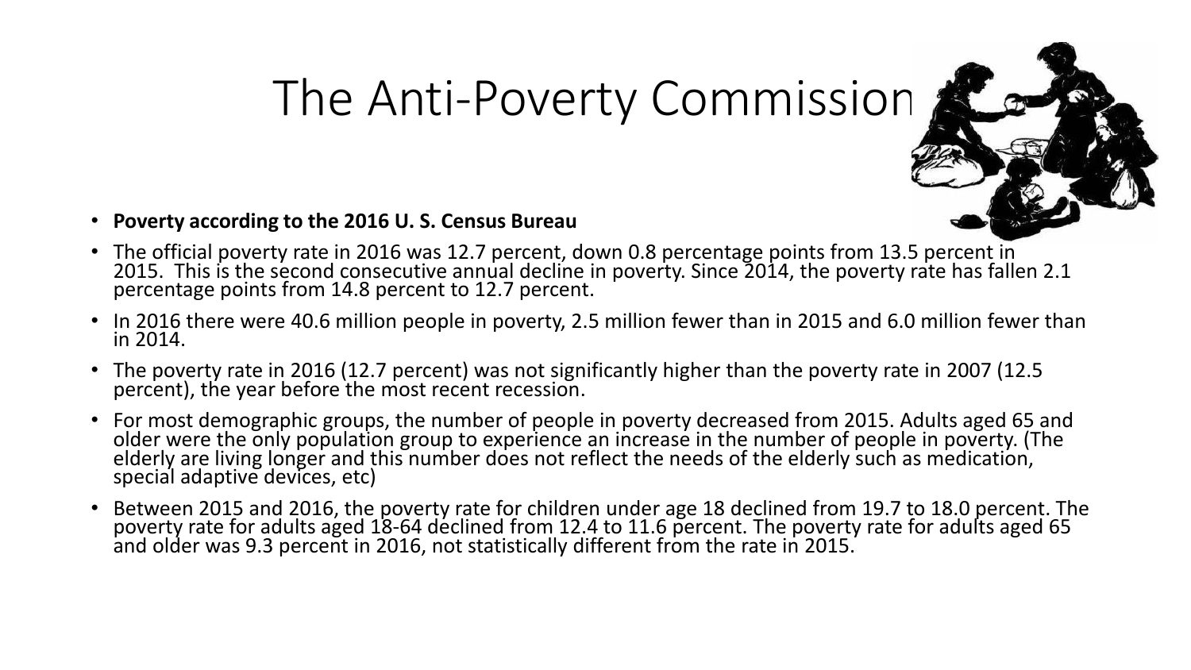# The Anti-Poverty Commission

- **Poverty according to the 2016 U. S. Census Bureau**
- The official poverty rate in 2016 was 12.7 percent, down 0.8 percentage points from 13.5 percent in 2015. This is the second consecutive annual decline in poverty. Since 2014, the poverty rate has fallen 2.1 percentage points from 14.8 percent to 12.7 percent.
- In 2016 there were 40.6 million people in poverty, 2.5 million fewer than in 2015 and 6.0 million fewer than in 2014.
- The poverty rate in 2016 (12.7 percent) was not significantly higher than the poverty rate in 2007 (12.5 percent), the year before the most recent recession.
- For most demographic groups, the number of people in poverty decreased from 2015. Adults aged 65 and older were the only population group to experience an increase in the number of people in poverty. (The elderly are living longer and this number does not reflect the needs of the elderly such as medication, special adaptive devices, etc)
- Between 2015 and 2016, the poverty rate for children under age 18 declined from 19.7 to 18.0 percent. The poverty rate for adults aged 18-64 declined from 12.4 to 11.6 percent. The poverty rate for adults aged 65 and older was 9.3 percent in 2016, not statistically different from the rate in 2015.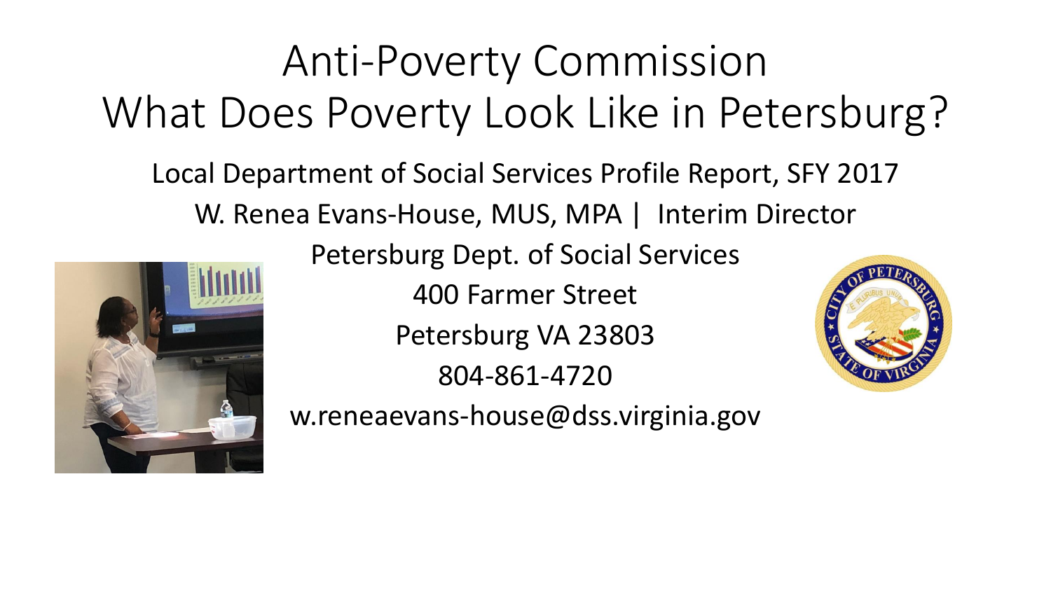# Anti-Poverty Commission
# What Does Poverty Look Like in Petersburg?

Local Department of Social Services Profile Report, SFY 2017

W. Renea Evans-House, MUS, MPA | Interim Director

Petersburg Dept. of Social Services

400 Farmer Street

Petersburg VA 23803

804-861-4720

w.reneaevans-house@dss.virginia.gov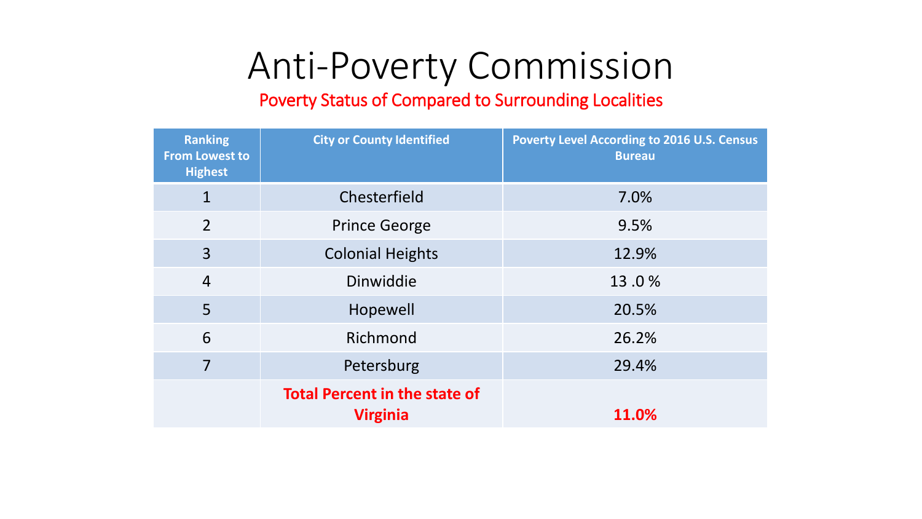# Anti-Poverty Commission

Poverty Status of Compared to Surrounding Localities

| Ranking From Lowest to Highest | City or County Identified | Poverty Level According to 2016 U.S. Census Bureau |
|---|---|---|
| 1 | Chesterfield | 7.0% |
| 2 | Prince George | 9.5% |
| 3 | Colonial Heights | 12.9% |
| 4 | Dinwiddie | 13 .0 % |
| 5 | Hopewell | 20.5% |
| 6 | Richmond | 26.2% |
| 7 | Petersburg | 29.4% |
| | **Total Percent in the state of Virginia** | **11.0%** |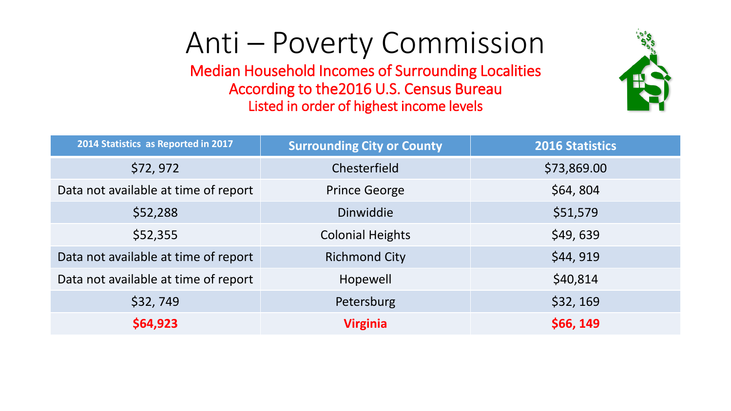# Anti – Poverty Commission

Median Household Incomes of Surrounding Localities
According to the2016 U.S. Census Bureau
Listed in order of highest income levels

| 2014 Statistics as Reported in 2017 | Surrounding City or County | 2016 Statistics |
|---|---|---|
| $72, 972 | Chesterfield | $73,869.00 |
| Data not available at time of report | Prince George | $64, 804 |
| $52,288 | Dinwiddie | $51,579 |
| $52,355 | Colonial Heights | $49, 639 |
| Data not available at time of report | Richmond City | $44, 919 |
| Data not available at time of report | Hopewell | $40,814 |
| $32, 749 | Petersburg | $32, 169 |
| **$64,923** | **Virginia** | **$66, 149** |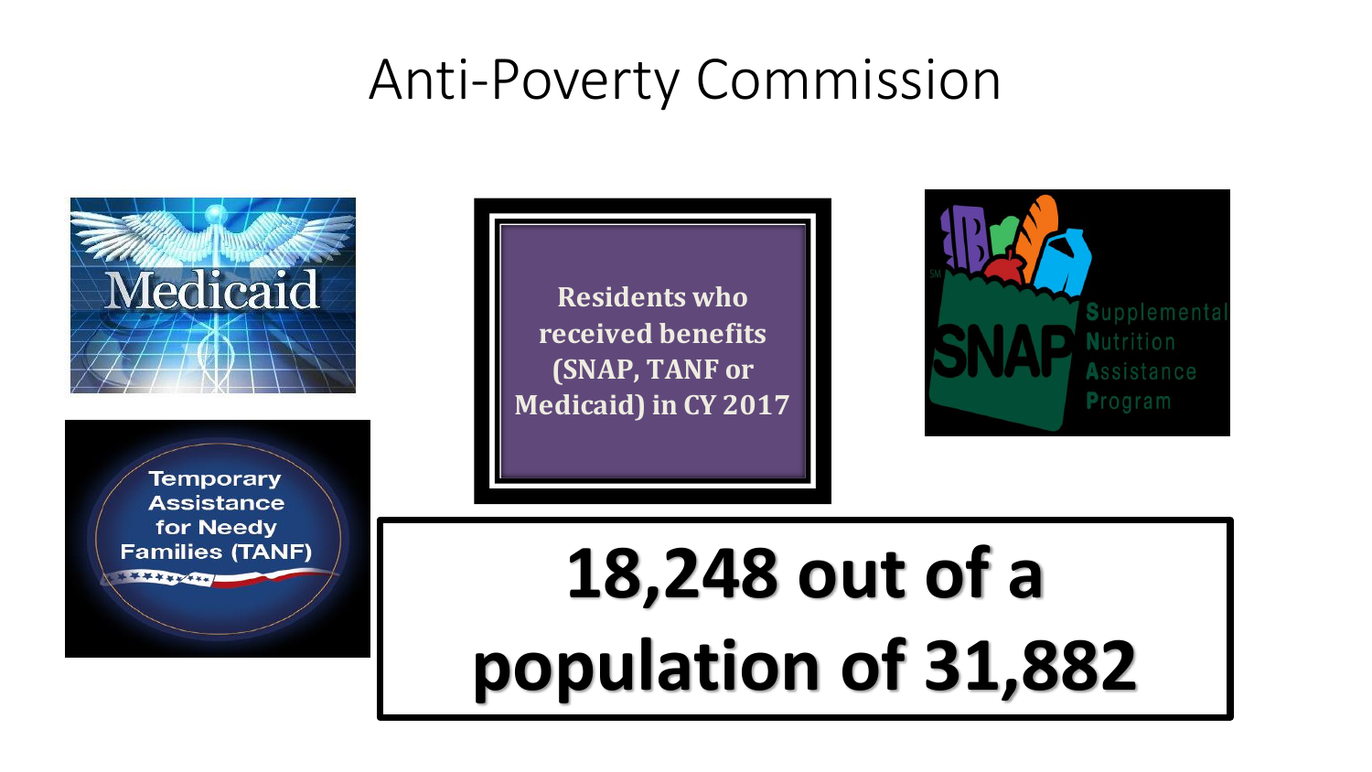# Anti-Poverty Commission

Medicaid

Temporary Assistance for Needy Families (TANF)

**Residents who received benefits (SNAP, TANF or Medicaid) in CY 2017**

SNAP Supplemental Nutrition Assistance Program

**18,248 out of a population of 31,882**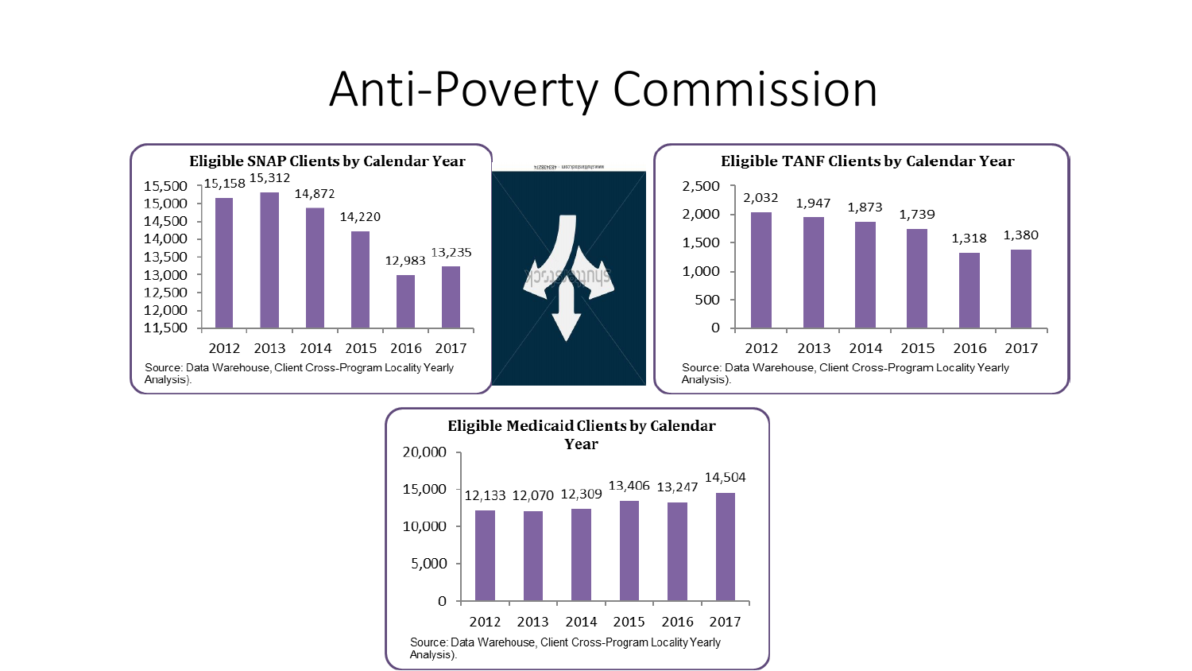# Anti-Poverty Commission

**Eligible SNAP Clients by Calendar Year**

| Year | Clients |
|---|---|
| 2012 | 15,158 |
| 2013 | 15,312 |
| 2014 | 14,872 |
| 2015 | 14,220 |
| 2016 | 12,983 |
| 2017 | 13,235 |

Source: Data Warehouse, Client Cross-Program Locality Yearly Analysis).

**Eligible TANF Clients by Calendar Year**

| Year | Clients |
|---|---|
| 2012 | 2,032 |
| 2013 | 1,947 |
| 2014 | 1,873 |
| 2015 | 1,739 |
| 2016 | 1,318 |
| 2017 | 1,380 |

Source: Data Warehouse, Client Cross-Program Locality Yearly Analysis).

**Eligible Medicaid Clients by Calendar Year**

| Year | Clients |
|---|---|
| 2012 | 12,133 |
| 2013 | 12,070 |
| 2014 | 12,309 |
| 2015 | 13,406 |
| 2016 | 13,247 |
| 2017 | 14,504 |

Source: Data Warehouse, Client Cross-Program Locality Yearly Analysis).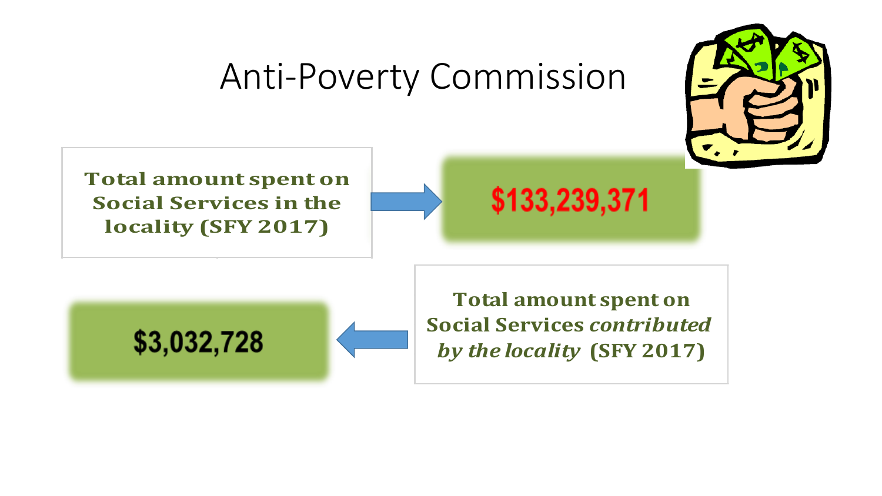# Anti-Poverty Commission

**Total amount spent on Social Services in the locality (SFY 2017)**

**$133,239,371**

**Total amount spent on Social Services *contributed by the locality* (SFY 2017)**

**$3,032,728**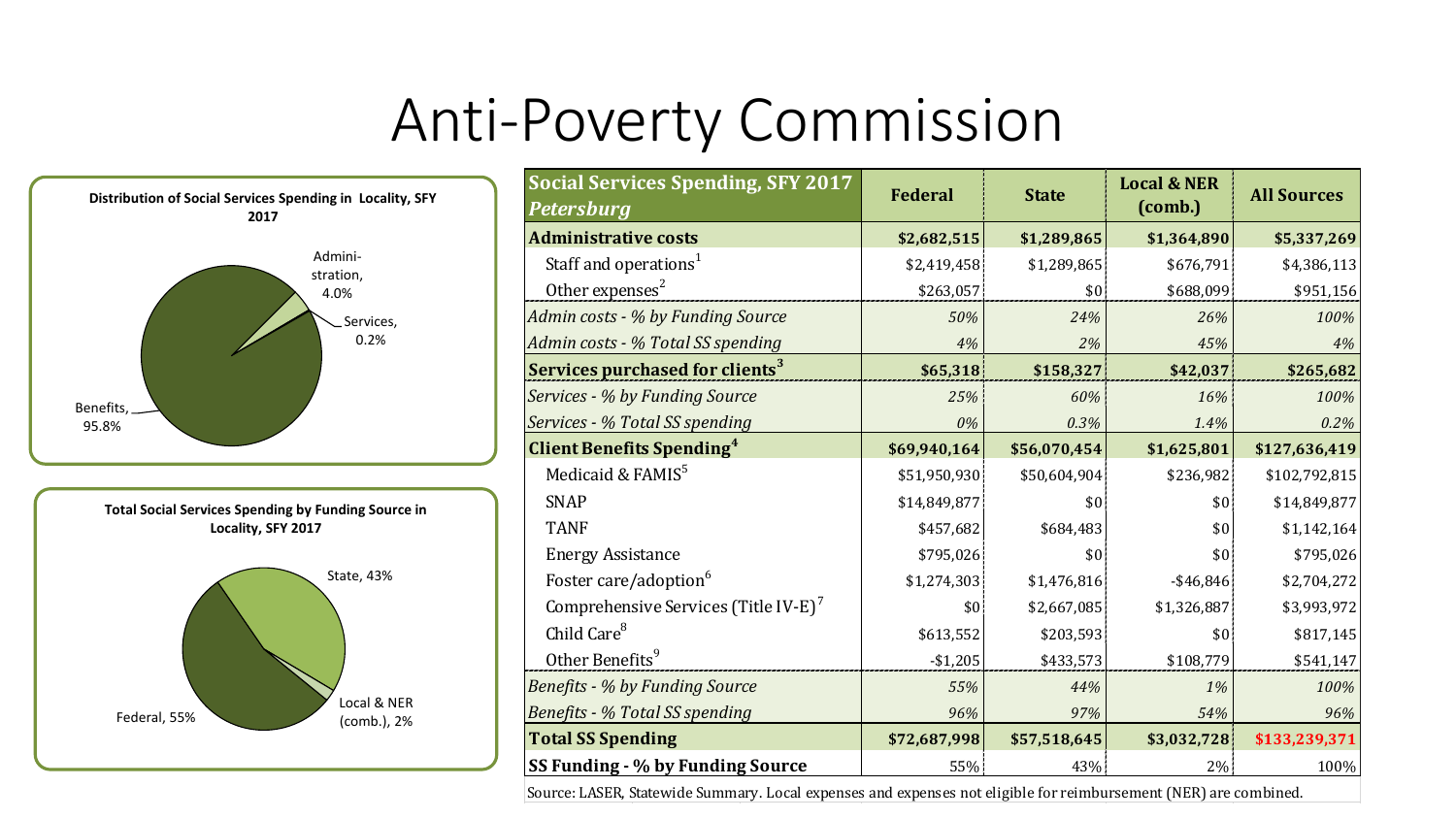# Anti-Poverty Commission

**Distribution of Social Services Spending in Locality, SFY 2017**

Admini-stration, 4.0%

Services, 0.2%

Benefits, 95.8%

**Total Social Services Spending by Funding Source in Locality, SFY 2017**

State, 43%

Local & NER (comb.), 2%

Federal, 55%

| **Social Services Spending, SFY 2017** ***Petersburg*** | **Federal** | **State** | **Local & NER (comb.)** | **All Sources** |
|---|---|---|---|---|
| **Administrative costs** | **$2,682,515** | **$1,289,865** | **$1,364,890** | **$5,337,269** |
| Staff and operations[1] | $2,419,458 | $1,289,865 | $676,791 | $4,386,113 |
| Other expenses[2] | $263,057 | $0 | $688,099 | $951,156 |
| *Admin costs - % by Funding Source* | *50%* | *24%* | *26%* | *100%* |
| *Admin costs - % Total SS spending* | *4%* | *2%* | *45%* | *4%* |
| **Services purchased for clients[3]** | **$65,318** | **$158,327** | **$42,037** | **$265,682** |
| *Services - % by Funding Source* | *25%* | *60%* | *16%* | *100%* |
| *Services - % Total SS spending* | *0%* | *0.3%* | *1.4%* | *0.2%* |
| **Client Benefits Spending[4]** | **$69,940,164** | **$56,070,454** | **$1,625,801** | **$127,636,419** |
| Medicaid & FAMIS[5] | $51,950,930 | $50,604,904 | $236,982 | $102,792,815 |
| SNAP | $14,849,877 | $0 | $0 | $14,849,877 |
| TANF | $457,682 | $684,483 | $0 | $1,142,164 |
| Energy Assistance | $795,026 | $0 | $0 | $795,026 |
| Foster care/adoption[6] | $1,274,303 | $1,476,816 | -$46,846 | $2,704,272 |
| Comprehensive Services (Title IV-E)[7] | $0 | $2,667,085 | $1,326,887 | $3,993,972 |
| Child Care[8] | $613,552 | $203,593 | $0 | $817,145 |
| Other Benefits[9] | -$1,205 | $433,573 | $108,779 | $541,147 |
| *Benefits - % by Funding Source* | *55%* | *44%* | *1%* | *100%* |
| *Benefits - % Total SS spending* | *96%* | *97%* | *54%* | *96%* |
| **Total SS Spending** | **$72,687,998** | **$57,518,645** | **$3,032,728** | **$133,239,371** |
| **SS Funding - % by Funding Source** | 55% | 43% | 2% | 100% |

Source: LASER, Statewide Summary. Local expenses and expenses not eligible for reimbursement (NER) are combined.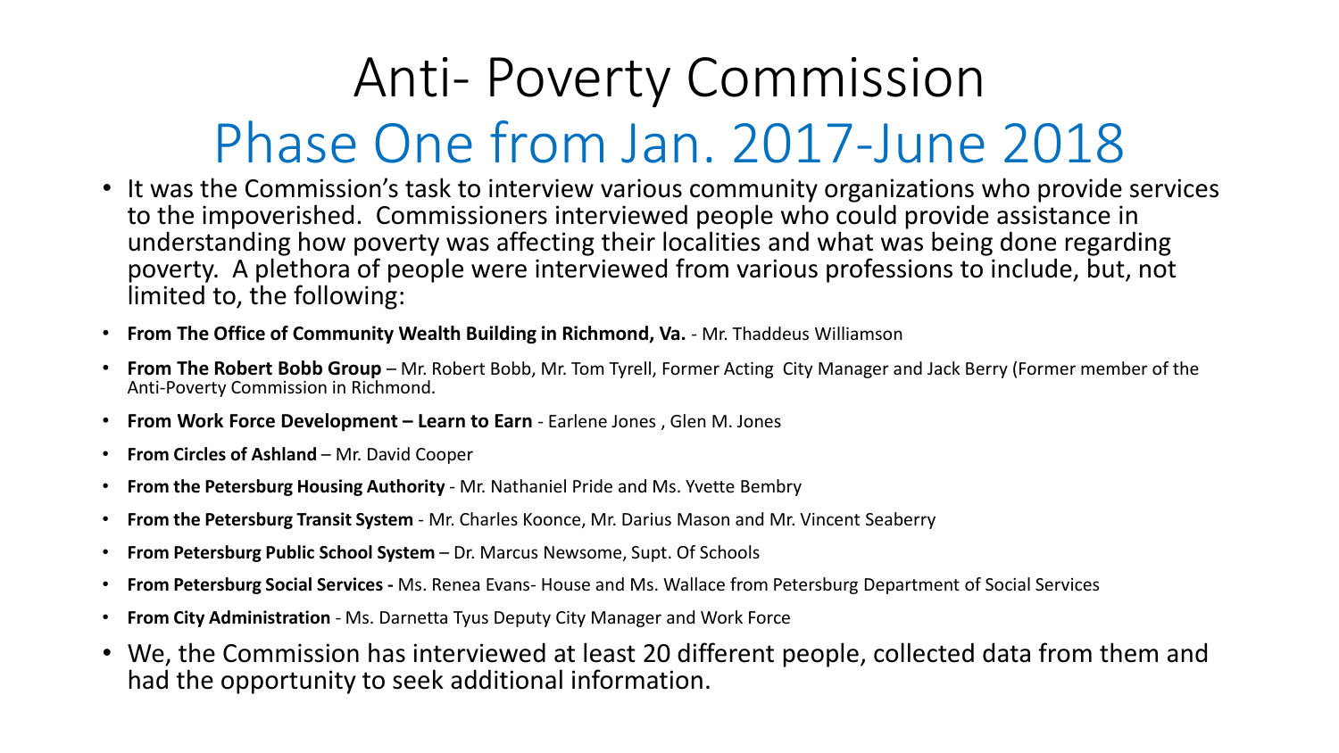# Anti- Poverty Commission

## Phase One from Jan. 2017-June 2018

- It was the Commission's task to interview various community organizations who provide services to the impoverished. Commissioners interviewed people who could provide assistance in understanding how poverty was affecting their localities and what was being done regarding poverty. A plethora of people were interviewed from various professions to include, but, not limited to, the following:
- **From The Office of Community Wealth Building in Richmond, Va.** - Mr. Thaddeus Williamson
- **From The Robert Bobb Group** – Mr. Robert Bobb, Mr. Tom Tyrell, Former Acting City Manager and Jack Berry (Former member of the Anti-Poverty Commission in Richmond.
- **From Work Force Development – Learn to Earn** - Earlene Jones , Glen M. Jones
- **From Circles of Ashland** – Mr. David Cooper
- **From the Petersburg Housing Authority** - Mr. Nathaniel Pride and Ms. Yvette Bembry
- **From the Petersburg Transit System** - Mr. Charles Koonce, Mr. Darius Mason and Mr. Vincent Seaberry
- **From Petersburg Public School System** – Dr. Marcus Newsome, Supt. Of Schools
- **From Petersburg Social Services -** Ms. Renea Evans- House and Ms. Wallace from Petersburg Department of Social Services
- **From City Administration** - Ms. Darnetta Tyus Deputy City Manager and Work Force
- We, the Commission has interviewed at least 20 different people, collected data from them and had the opportunity to seek additional information.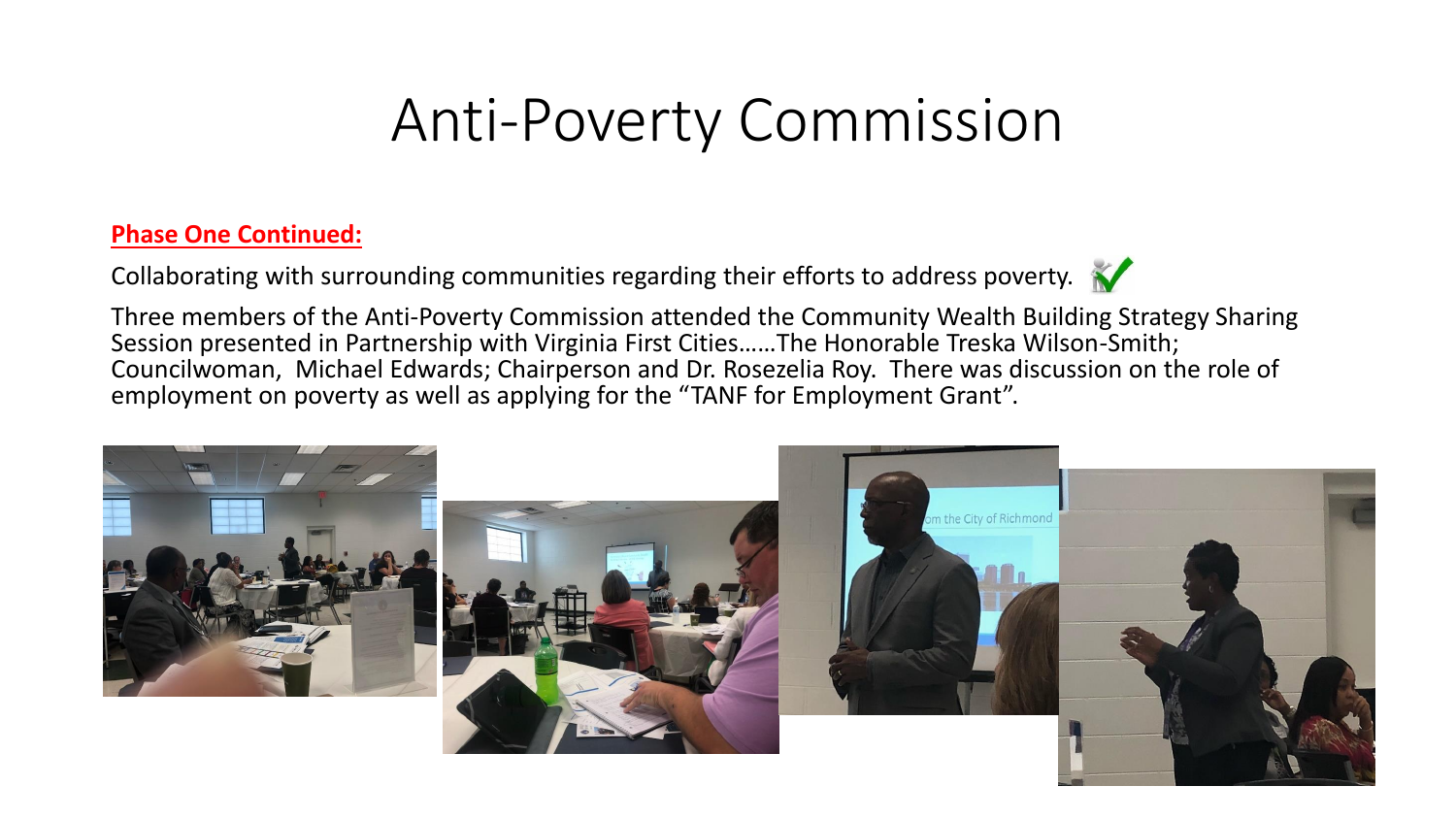# Anti-Poverty Commission

**Phase One Continued:**

Collaborating with surrounding communities regarding their efforts to address poverty.

Three members of the Anti-Poverty Commission attended the Community Wealth Building Strategy Sharing Session presented in Partnership with Virginia First Cities……The Honorable Treska Wilson-Smith; Councilwoman, Michael Edwards; Chairperson and Dr. Rosezelia Roy. There was discussion on the role of employment on poverty as well as applying for the "TANF for Employment Grant".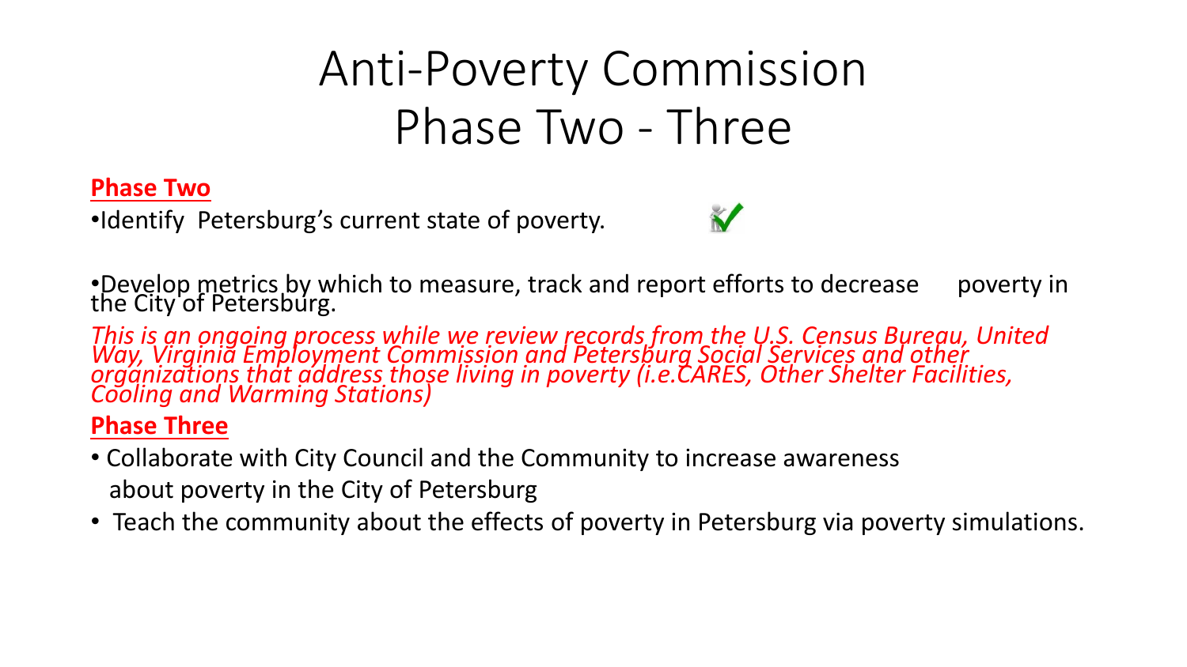# Anti-Poverty Commission
# Phase Two - Three

**Phase Two**

- Identify Petersburg's current state of poverty.

- Develop metrics by which to measure, track and report efforts to decrease poverty in the City of Petersburg.

*This is an ongoing process while we review records from the U.S. Census Bureau, United Way, Virginia Employment Commission and Petersburg Social Services and other organizations that address those living in poverty (i.e.CARES, Other Shelter Facilities, Cooling and Warming Stations)*

**Phase Three**

- Collaborate with City Council and the Community to increase awareness about poverty in the City of Petersburg
- Teach the community about the effects of poverty in Petersburg via poverty simulations.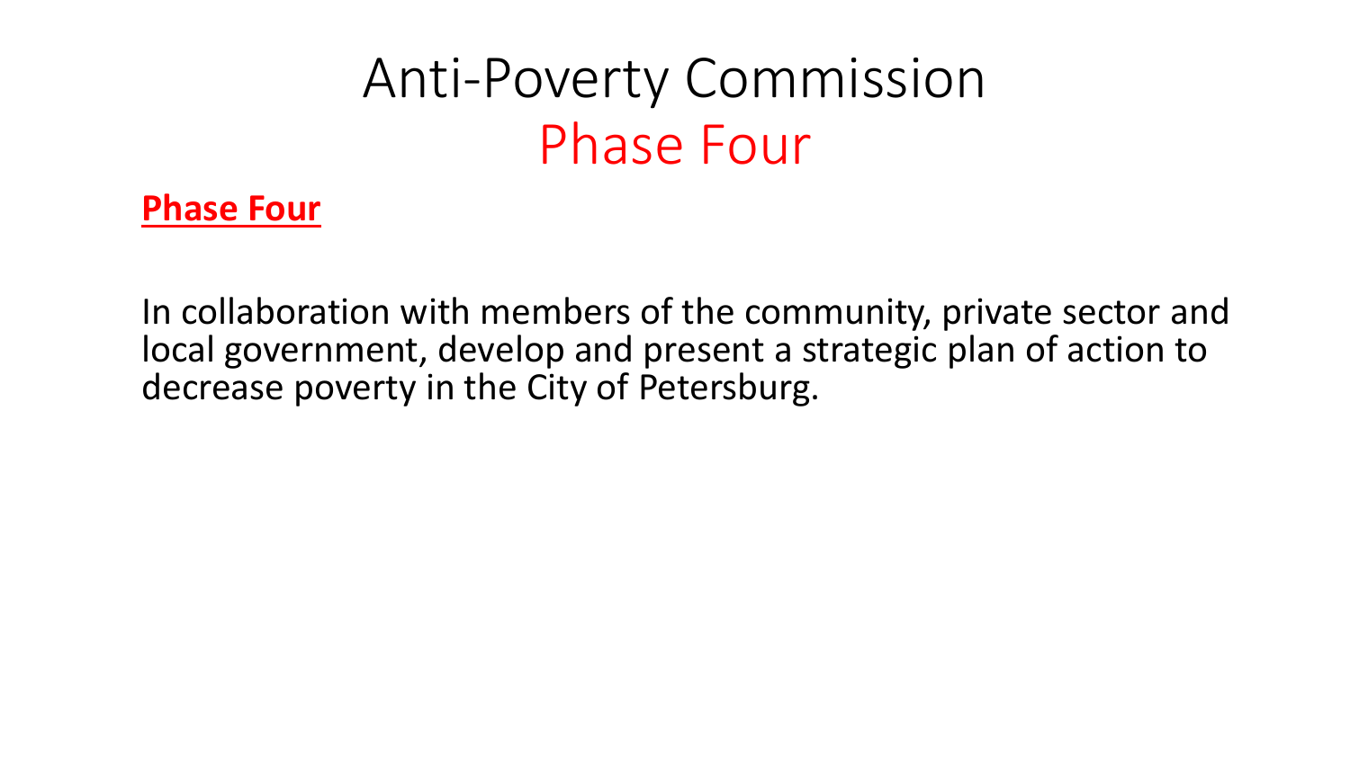# Anti-Poverty Commission
## Phase Four

**Phase Four**

In collaboration with members of the community, private sector and local government, develop and present a strategic plan of action to decrease poverty in the City of Petersburg.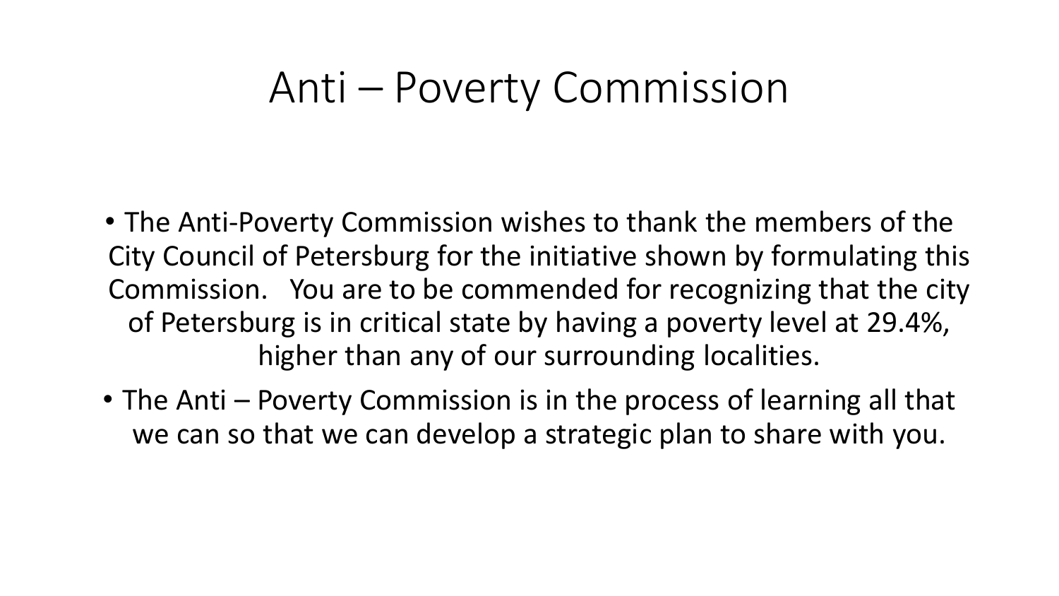# Anti – Poverty Commission

- The Anti-Poverty Commission wishes to thank the members of the City Council of Petersburg for the initiative shown by formulating this Commission. You are to be commended for recognizing that the city of Petersburg is in critical state by having a poverty level at 29.4%, higher than any of our surrounding localities.
- The Anti – Poverty Commission is in the process of learning all that we can so that we can develop a strategic plan to share with you.